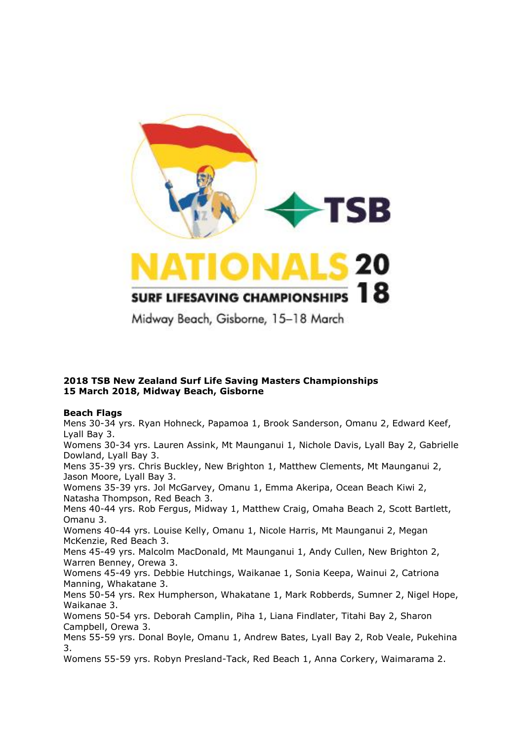**2018 TSB New Zealand Surf Life Saving Masters Championships**
**15 March 2018, Midway Beach, Gisborne**

**Beach Flags**

Mens 30-34 yrs. Ryan Hohneck, Papamoa 1, Brook Sanderson, Omanu 2, Edward Keef, Lyall Bay 3.
Womens 30-34 yrs. Lauren Assink, Mt Maunganui 1, Nichole Davis, Lyall Bay 2, Gabrielle Dowland, Lyall Bay 3.
Mens 35-39 yrs. Chris Buckley, New Brighton 1, Matthew Clements, Mt Maunganui 2, Jason Moore, Lyall Bay 3.
Womens 35-39 yrs. Jol McGarvey, Omanu 1, Emma Akeripa, Ocean Beach Kiwi 2, Natasha Thompson, Red Beach 3.
Mens 40-44 yrs. Rob Fergus, Midway 1, Matthew Craig, Omaha Beach 2, Scott Bartlett, Omanu 3.
Womens 40-44 yrs. Louise Kelly, Omanu 1, Nicole Harris, Mt Maunganui 2, Megan McKenzie, Red Beach 3.
Mens 45-49 yrs. Malcolm MacDonald, Mt Maunganui 1, Andy Cullen, New Brighton 2, Warren Benney, Orewa 3.
Womens 45-49 yrs. Debbie Hutchings, Waikanae 1, Sonia Keepa, Wainui 2, Catriona Manning, Whakatane 3.
Mens 50-54 yrs. Rex Humpherson, Whakatane 1, Mark Robberds, Sumner 2, Nigel Hope, Waikanae 3.
Womens 50-54 yrs. Deborah Camplin, Piha 1, Liana Findlater, Titahi Bay 2, Sharon Campbell, Orewa 3.
Mens 55-59 yrs. Donal Boyle, Omanu 1, Andrew Bates, Lyall Bay 2, Rob Veale, Pukehina 3.
Womens 55-59 yrs. Robyn Presland-Tack, Red Beach 1, Anna Corkery, Waimarama 2.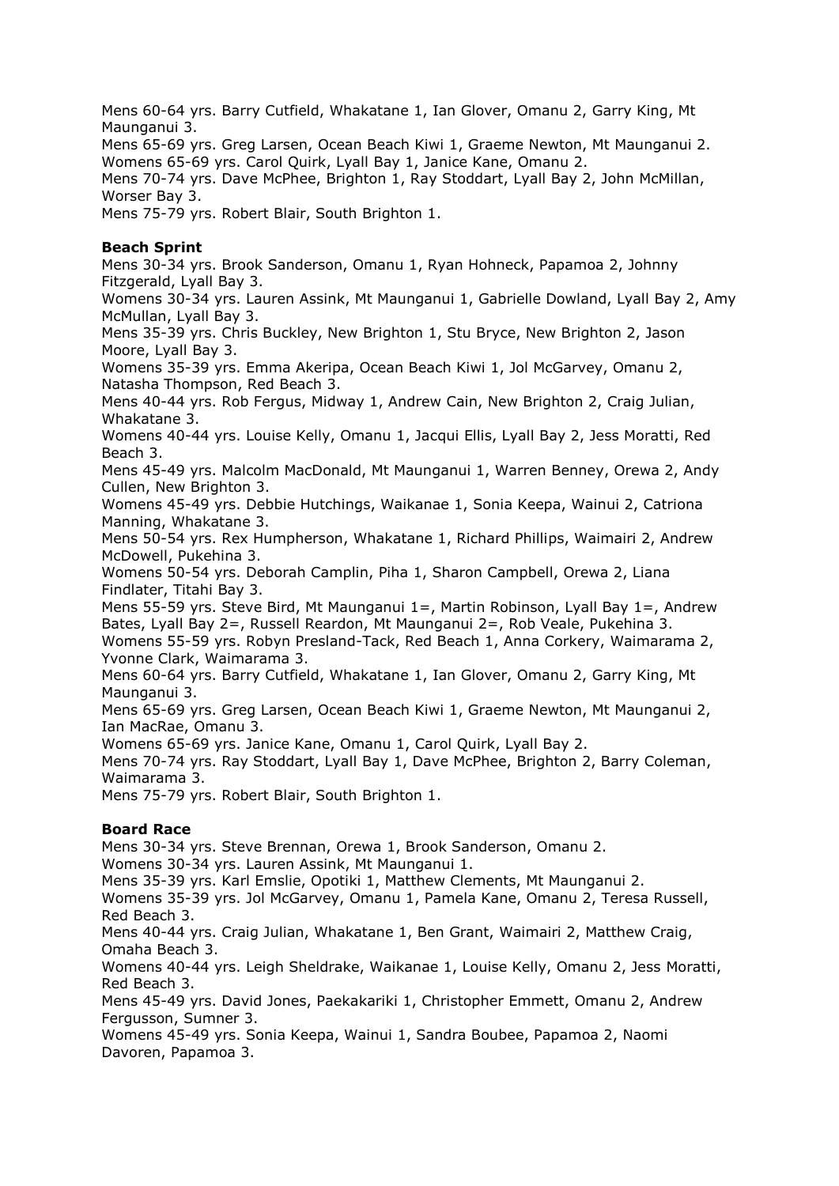Mens 60-64 yrs. Barry Cutfield, Whakatane 1, Ian Glover, Omanu 2, Garry King, Mt Maunganui 3.
Mens 65-69 yrs. Greg Larsen, Ocean Beach Kiwi 1, Graeme Newton, Mt Maunganui 2.
Womens 65-69 yrs. Carol Quirk, Lyall Bay 1, Janice Kane, Omanu 2.
Mens 70-74 yrs. Dave McPhee, Brighton 1, Ray Stoddart, Lyall Bay 2, John McMillan, Worser Bay 3.
Mens 75-79 yrs. Robert Blair, South Brighton 1.

**Beach Sprint**
Mens 30-34 yrs. Brook Sanderson, Omanu 1, Ryan Hohneck, Papamoa 2, Johnny Fitzgerald, Lyall Bay 3.
Womens 30-34 yrs. Lauren Assink, Mt Maunganui 1, Gabrielle Dowland, Lyall Bay 2, Amy McMullan, Lyall Bay 3.
Mens 35-39 yrs. Chris Buckley, New Brighton 1, Stu Bryce, New Brighton 2, Jason Moore, Lyall Bay 3.
Womens 35-39 yrs. Emma Akeripa, Ocean Beach Kiwi 1, Jol McGarvey, Omanu 2, Natasha Thompson, Red Beach 3.
Mens 40-44 yrs. Rob Fergus, Midway 1, Andrew Cain, New Brighton 2, Craig Julian, Whakatane 3.
Womens 40-44 yrs. Louise Kelly, Omanu 1, Jacqui Ellis, Lyall Bay 2, Jess Moratti, Red Beach 3.
Mens 45-49 yrs. Malcolm MacDonald, Mt Maunganui 1, Warren Benney, Orewa 2, Andy Cullen, New Brighton 3.
Womens 45-49 yrs. Debbie Hutchings, Waikanae 1, Sonia Keepa, Wainui 2, Catriona Manning, Whakatane 3.
Mens 50-54 yrs. Rex Humpherson, Whakatane 1, Richard Phillips, Waimairi 2, Andrew McDowell, Pukehina 3.
Womens 50-54 yrs. Deborah Camplin, Piha 1, Sharon Campbell, Orewa 2, Liana Findlater, Titahi Bay 3.
Mens 55-59 yrs. Steve Bird, Mt Maunganui 1=, Martin Robinson, Lyall Bay 1=, Andrew Bates, Lyall Bay 2=, Russell Reardon, Mt Maunganui 2=, Rob Veale, Pukehina 3.
Womens 55-59 yrs. Robyn Presland-Tack, Red Beach 1, Anna Corkery, Waimarama 2, Yvonne Clark, Waimarama 3.
Mens 60-64 yrs. Barry Cutfield, Whakatane 1, Ian Glover, Omanu 2, Garry King, Mt Maunganui 3.
Mens 65-69 yrs. Greg Larsen, Ocean Beach Kiwi 1, Graeme Newton, Mt Maunganui 2, Ian MacRae, Omanu 3.
Womens 65-69 yrs. Janice Kane, Omanu 1, Carol Quirk, Lyall Bay 2.
Mens 70-74 yrs. Ray Stoddart, Lyall Bay 1, Dave McPhee, Brighton 2, Barry Coleman, Waimarama 3.
Mens 75-79 yrs. Robert Blair, South Brighton 1.

**Board Race**
Mens 30-34 yrs. Steve Brennan, Orewa 1, Brook Sanderson, Omanu 2.
Womens 30-34 yrs. Lauren Assink, Mt Maunganui 1.
Mens 35-39 yrs. Karl Emslie, Opotiki 1, Matthew Clements, Mt Maunganui 2.
Womens 35-39 yrs. Jol McGarvey, Omanu 1, Pamela Kane, Omanu 2, Teresa Russell, Red Beach 3.
Mens 40-44 yrs. Craig Julian, Whakatane 1, Ben Grant, Waimairi 2, Matthew Craig, Omaha Beach 3.
Womens 40-44 yrs. Leigh Sheldrake, Waikanae 1, Louise Kelly, Omanu 2, Jess Moratti, Red Beach 3.
Mens 45-49 yrs. David Jones, Paekakariki 1, Christopher Emmett, Omanu 2, Andrew Fergusson, Sumner 3.
Womens 45-49 yrs. Sonia Keepa, Wainui 1, Sandra Boubee, Papamoa 2, Naomi Davoren, Papamoa 3.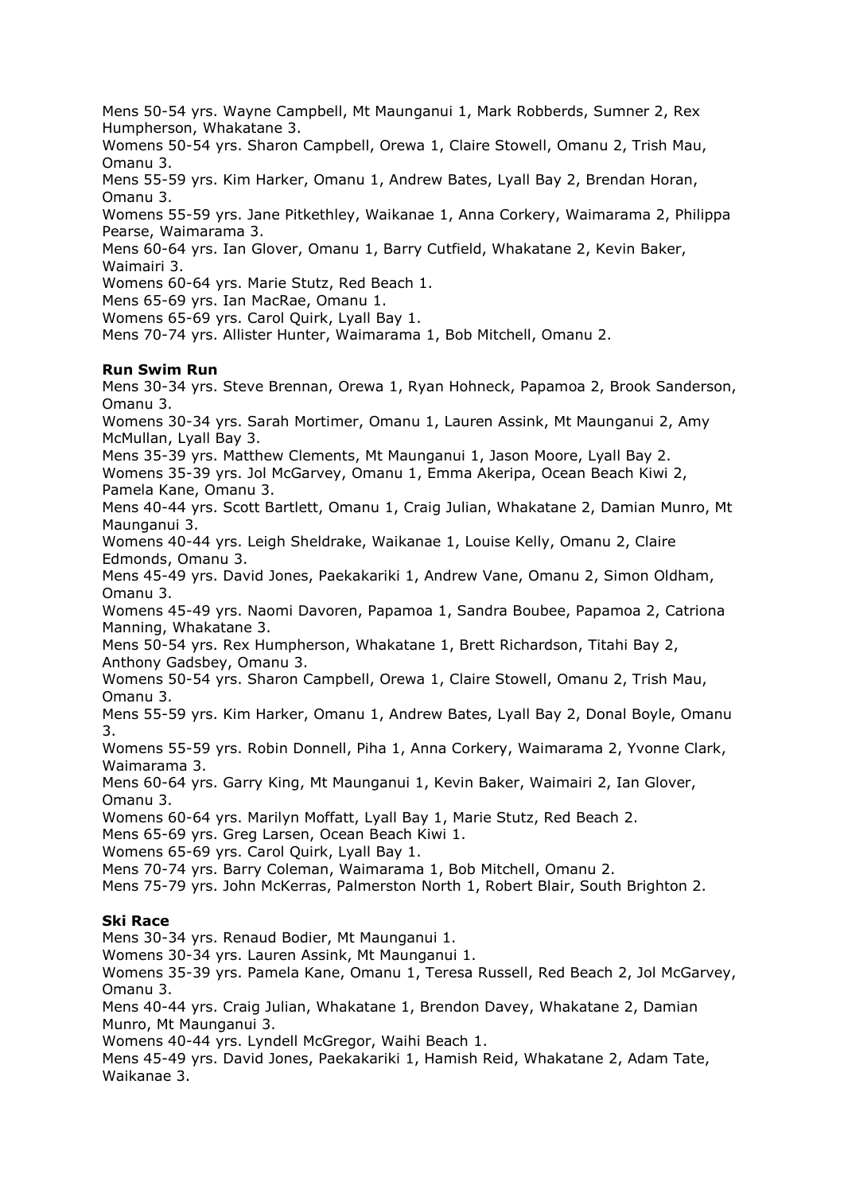Mens 50-54 yrs. Wayne Campbell, Mt Maunganui 1, Mark Robberds, Sumner 2, Rex Humpherson, Whakatane 3.
Womens 50-54 yrs. Sharon Campbell, Orewa 1, Claire Stowell, Omanu 2, Trish Mau, Omanu 3.
Mens 55-59 yrs. Kim Harker, Omanu 1, Andrew Bates, Lyall Bay 2, Brendan Horan, Omanu 3.
Womens 55-59 yrs. Jane Pitkethley, Waikanae 1, Anna Corkery, Waimarama 2, Philippa Pearse, Waimarama 3.
Mens 60-64 yrs. Ian Glover, Omanu 1, Barry Cutfield, Whakatane 2, Kevin Baker, Waimairi 3.
Womens 60-64 yrs. Marie Stutz, Red Beach 1.
Mens 65-69 yrs. Ian MacRae, Omanu 1.
Womens 65-69 yrs. Carol Quirk, Lyall Bay 1.
Mens 70-74 yrs. Allister Hunter, Waimarama 1, Bob Mitchell, Omanu 2.

**Run Swim Run**
Mens 30-34 yrs. Steve Brennan, Orewa 1, Ryan Hohneck, Papamoa 2, Brook Sanderson, Omanu 3.
Womens 30-34 yrs. Sarah Mortimer, Omanu 1, Lauren Assink, Mt Maunganui 2, Amy McMullan, Lyall Bay 3.
Mens 35-39 yrs. Matthew Clements, Mt Maunganui 1, Jason Moore, Lyall Bay 2.
Womens 35-39 yrs. Jol McGarvey, Omanu 1, Emma Akeripa, Ocean Beach Kiwi 2, Pamela Kane, Omanu 3.
Mens 40-44 yrs. Scott Bartlett, Omanu 1, Craig Julian, Whakatane 2, Damian Munro, Mt Maunganui 3.
Womens 40-44 yrs. Leigh Sheldrake, Waikanae 1, Louise Kelly, Omanu 2, Claire Edmonds, Omanu 3.
Mens 45-49 yrs. David Jones, Paekakariki 1, Andrew Vane, Omanu 2, Simon Oldham, Omanu 3.
Womens 45-49 yrs. Naomi Davoren, Papamoa 1, Sandra Boubee, Papamoa 2, Catriona Manning, Whakatane 3.
Mens 50-54 yrs. Rex Humpherson, Whakatane 1, Brett Richardson, Titahi Bay 2, Anthony Gadsbey, Omanu 3.
Womens 50-54 yrs. Sharon Campbell, Orewa 1, Claire Stowell, Omanu 2, Trish Mau, Omanu 3.
Mens 55-59 yrs. Kim Harker, Omanu 1, Andrew Bates, Lyall Bay 2, Donal Boyle, Omanu 3.
Womens 55-59 yrs. Robin Donnell, Piha 1, Anna Corkery, Waimarama 2, Yvonne Clark, Waimarama 3.
Mens 60-64 yrs. Garry King, Mt Maunganui 1, Kevin Baker, Waimairi 2, Ian Glover, Omanu 3.
Womens 60-64 yrs. Marilyn Moffatt, Lyall Bay 1, Marie Stutz, Red Beach 2.
Mens 65-69 yrs. Greg Larsen, Ocean Beach Kiwi 1.
Womens 65-69 yrs. Carol Quirk, Lyall Bay 1.
Mens 70-74 yrs. Barry Coleman, Waimarama 1, Bob Mitchell, Omanu 2.
Mens 75-79 yrs. John McKerras, Palmerston North 1, Robert Blair, South Brighton 2.

**Ski Race**
Mens 30-34 yrs. Renaud Bodier, Mt Maunganui 1.
Womens 30-34 yrs. Lauren Assink, Mt Maunganui 1.
Womens 35-39 yrs. Pamela Kane, Omanu 1, Teresa Russell, Red Beach 2, Jol McGarvey, Omanu 3.
Mens 40-44 yrs. Craig Julian, Whakatane 1, Brendon Davey, Whakatane 2, Damian Munro, Mt Maunganui 3.
Womens 40-44 yrs. Lyndell McGregor, Waihi Beach 1.
Mens 45-49 yrs. David Jones, Paekakariki 1, Hamish Reid, Whakatane 2, Adam Tate, Waikanae 3.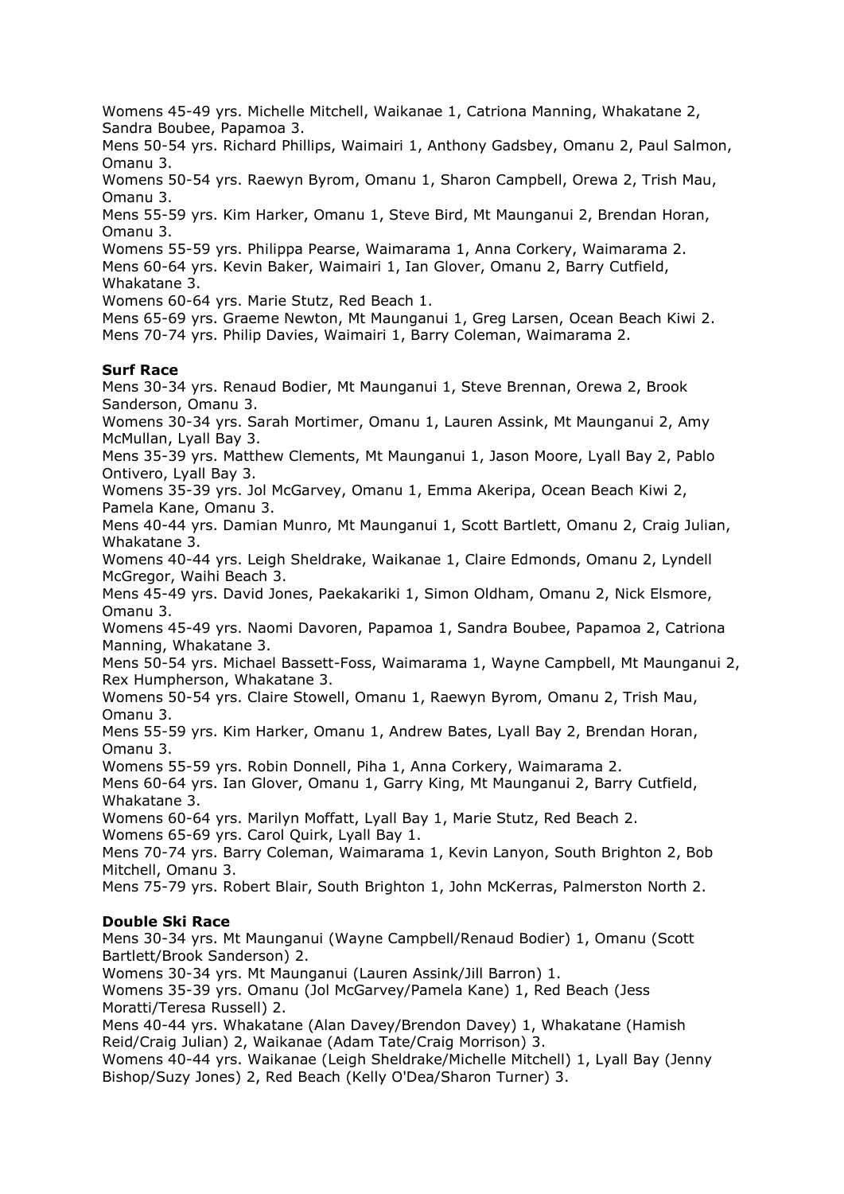Womens 45-49 yrs. Michelle Mitchell, Waikanae 1, Catriona Manning, Whakatane 2, Sandra Boubee, Papamoa 3.
Mens 50-54 yrs. Richard Phillips, Waimairi 1, Anthony Gadsbey, Omanu 2, Paul Salmon, Omanu 3.
Womens 50-54 yrs. Raewyn Byrom, Omanu 1, Sharon Campbell, Orewa 2, Trish Mau, Omanu 3.
Mens 55-59 yrs. Kim Harker, Omanu 1, Steve Bird, Mt Maunganui 2, Brendan Horan, Omanu 3.
Womens 55-59 yrs. Philippa Pearse, Waimarama 1, Anna Corkery, Waimarama 2.
Mens 60-64 yrs. Kevin Baker, Waimairi 1, Ian Glover, Omanu 2, Barry Cutfield, Whakatane 3.
Womens 60-64 yrs. Marie Stutz, Red Beach 1.
Mens 65-69 yrs. Graeme Newton, Mt Maunganui 1, Greg Larsen, Ocean Beach Kiwi 2.
Mens 70-74 yrs. Philip Davies, Waimairi 1, Barry Coleman, Waimarama 2.

**Surf Race**
Mens 30-34 yrs. Renaud Bodier, Mt Maunganui 1, Steve Brennan, Orewa 2, Brook Sanderson, Omanu 3.
Womens 30-34 yrs. Sarah Mortimer, Omanu 1, Lauren Assink, Mt Maunganui 2, Amy McMullan, Lyall Bay 3.
Mens 35-39 yrs. Matthew Clements, Mt Maunganui 1, Jason Moore, Lyall Bay 2, Pablo Ontivero, Lyall Bay 3.
Womens 35-39 yrs. Jol McGarvey, Omanu 1, Emma Akeripa, Ocean Beach Kiwi 2, Pamela Kane, Omanu 3.
Mens 40-44 yrs. Damian Munro, Mt Maunganui 1, Scott Bartlett, Omanu 2, Craig Julian, Whakatane 3.
Womens 40-44 yrs. Leigh Sheldrake, Waikanae 1, Claire Edmonds, Omanu 2, Lyndell McGregor, Waihi Beach 3.
Mens 45-49 yrs. David Jones, Paekakariki 1, Simon Oldham, Omanu 2, Nick Elsmore, Omanu 3.
Womens 45-49 yrs. Naomi Davoren, Papamoa 1, Sandra Boubee, Papamoa 2, Catriona Manning, Whakatane 3.
Mens 50-54 yrs. Michael Bassett-Foss, Waimarama 1, Wayne Campbell, Mt Maunganui 2, Rex Humpherson, Whakatane 3.
Womens 50-54 yrs. Claire Stowell, Omanu 1, Raewyn Byrom, Omanu 2, Trish Mau, Omanu 3.
Mens 55-59 yrs. Kim Harker, Omanu 1, Andrew Bates, Lyall Bay 2, Brendan Horan, Omanu 3.
Womens 55-59 yrs. Robin Donnell, Piha 1, Anna Corkery, Waimarama 2.
Mens 60-64 yrs. Ian Glover, Omanu 1, Garry King, Mt Maunganui 2, Barry Cutfield, Whakatane 3.
Womens 60-64 yrs. Marilyn Moffatt, Lyall Bay 1, Marie Stutz, Red Beach 2.
Womens 65-69 yrs. Carol Quirk, Lyall Bay 1.
Mens 70-74 yrs. Barry Coleman, Waimarama 1, Kevin Lanyon, South Brighton 2, Bob Mitchell, Omanu 3.
Mens 75-79 yrs. Robert Blair, South Brighton 1, John McKerras, Palmerston North 2.

**Double Ski Race**
Mens 30-34 yrs. Mt Maunganui (Wayne Campbell/Renaud Bodier) 1, Omanu (Scott Bartlett/Brook Sanderson) 2.
Womens 30-34 yrs. Mt Maunganui (Lauren Assink/Jill Barron) 1.
Womens 35-39 yrs. Omanu (Jol McGarvey/Pamela Kane) 1, Red Beach (Jess Moratti/Teresa Russell) 2.
Mens 40-44 yrs. Whakatane (Alan Davey/Brendon Davey) 1, Whakatane (Hamish Reid/Craig Julian) 2, Waikanae (Adam Tate/Craig Morrison) 3.
Womens 40-44 yrs. Waikanae (Leigh Sheldrake/Michelle Mitchell) 1, Lyall Bay (Jenny Bishop/Suzy Jones) 2, Red Beach (Kelly O'Dea/Sharon Turner) 3.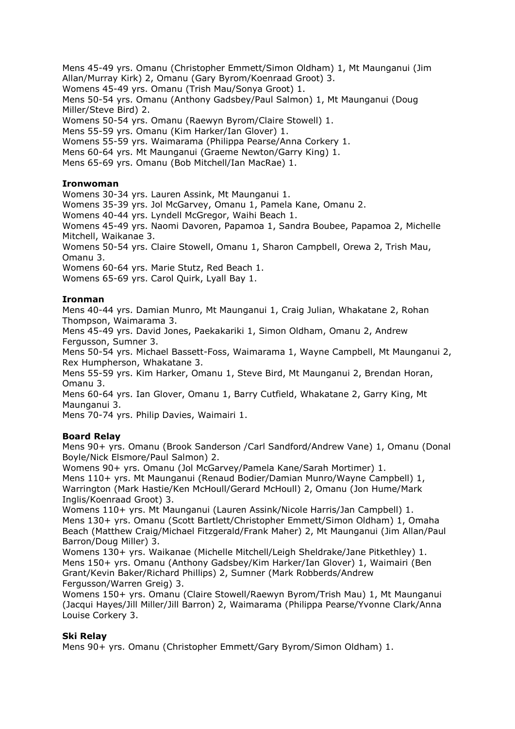Mens 45-49 yrs. Omanu (Christopher Emmett/Simon Oldham) 1, Mt Maunganui (Jim Allan/Murray Kirk) 2, Omanu (Gary Byrom/Koenraad Groot) 3.
Womens 45-49 yrs. Omanu (Trish Mau/Sonya Groot) 1.
Mens 50-54 yrs. Omanu (Anthony Gadsbey/Paul Salmon) 1, Mt Maunganui (Doug Miller/Steve Bird) 2.
Womens 50-54 yrs. Omanu (Raewyn Byrom/Claire Stowell) 1.
Mens 55-59 yrs. Omanu (Kim Harker/Ian Glover) 1.
Womens 55-59 yrs. Waimarama (Philippa Pearse/Anna Corkery 1.
Mens 60-64 yrs. Mt Maunganui (Graeme Newton/Garry King) 1.
Mens 65-69 yrs. Omanu (Bob Mitchell/Ian MacRae) 1.

**Ironwoman**

Womens 30-34 yrs. Lauren Assink, Mt Maunganui 1.
Womens 35-39 yrs. Jol McGarvey, Omanu 1, Pamela Kane, Omanu 2.
Womens 40-44 yrs. Lyndell McGregor, Waihi Beach 1.
Womens 45-49 yrs. Naomi Davoren, Papamoa 1, Sandra Boubee, Papamoa 2, Michelle Mitchell, Waikanae 3.
Womens 50-54 yrs. Claire Stowell, Omanu 1, Sharon Campbell, Orewa 2, Trish Mau, Omanu 3.
Womens 60-64 yrs. Marie Stutz, Red Beach 1.
Womens 65-69 yrs. Carol Quirk, Lyall Bay 1.

**Ironman**

Mens 40-44 yrs. Damian Munro, Mt Maunganui 1, Craig Julian, Whakatane 2, Rohan Thompson, Waimarama 3.
Mens 45-49 yrs. David Jones, Paekakariki 1, Simon Oldham, Omanu 2, Andrew Fergusson, Sumner 3.
Mens 50-54 yrs. Michael Bassett-Foss, Waimarama 1, Wayne Campbell, Mt Maunganui 2, Rex Humpherson, Whakatane 3.
Mens 55-59 yrs. Kim Harker, Omanu 1, Steve Bird, Mt Maunganui 2, Brendan Horan, Omanu 3.
Mens 60-64 yrs. Ian Glover, Omanu 1, Barry Cutfield, Whakatane 2, Garry King, Mt Maunganui 3.
Mens 70-74 yrs. Philip Davies, Waimairi 1.

**Board Relay**

Mens 90+ yrs. Omanu (Brook Sanderson /Carl Sandford/Andrew Vane) 1, Omanu (Donal Boyle/Nick Elsmore/Paul Salmon) 2.
Womens 90+ yrs. Omanu (Jol McGarvey/Pamela Kane/Sarah Mortimer) 1.
Mens 110+ yrs. Mt Maunganui (Renaud Bodier/Damian Munro/Wayne Campbell) 1, Warrington (Mark Hastie/Ken McHoull/Gerard McHoull) 2, Omanu (Jon Hume/Mark Inglis/Koenraad Groot) 3.
Womens 110+ yrs. Mt Maunganui (Lauren Assink/Nicole Harris/Jan Campbell) 1.
Mens 130+ yrs. Omanu (Scott Bartlett/Christopher Emmett/Simon Oldham) 1, Omaha Beach (Matthew Craig/Michael Fitzgerald/Frank Maher) 2, Mt Maunganui (Jim Allan/Paul Barron/Doug Miller) 3.
Womens 130+ yrs. Waikanae (Michelle Mitchell/Leigh Sheldrake/Jane Pitkethley) 1.
Mens 150+ yrs. Omanu (Anthony Gadsbey/Kim Harker/Ian Glover) 1, Waimairi (Ben Grant/Kevin Baker/Richard Phillips) 2, Sumner (Mark Robberds/Andrew Fergusson/Warren Greig) 3.
Womens 150+ yrs. Omanu (Claire Stowell/Raewyn Byrom/Trish Mau) 1, Mt Maunganui (Jacqui Hayes/Jill Miller/Jill Barron) 2, Waimarama (Philippa Pearse/Yvonne Clark/Anna Louise Corkery 3.

**Ski Relay**

Mens 90+ yrs. Omanu (Christopher Emmett/Gary Byrom/Simon Oldham) 1.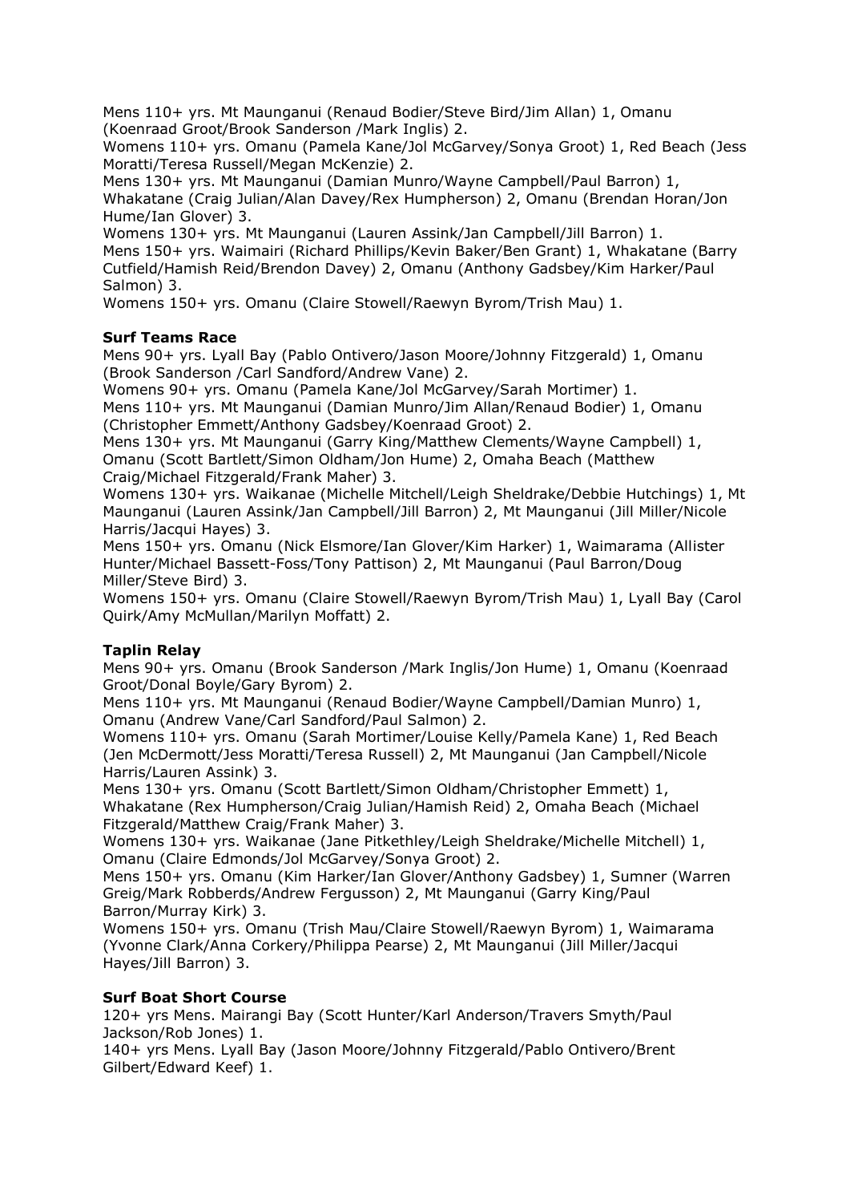Mens 110+ yrs. Mt Maunganui (Renaud Bodier/Steve Bird/Jim Allan) 1, Omanu (Koenraad Groot/Brook Sanderson /Mark Inglis) 2.
Womens 110+ yrs. Omanu (Pamela Kane/Jol McGarvey/Sonya Groot) 1, Red Beach (Jess Moratti/Teresa Russell/Megan McKenzie) 2.
Mens 130+ yrs. Mt Maunganui (Damian Munro/Wayne Campbell/Paul Barron) 1, Whakatane (Craig Julian/Alan Davey/Rex Humpherson) 2, Omanu (Brendan Horan/Jon Hume/Ian Glover) 3.
Womens 130+ yrs. Mt Maunganui (Lauren Assink/Jan Campbell/Jill Barron) 1.
Mens 150+ yrs. Waimairi (Richard Phillips/Kevin Baker/Ben Grant) 1, Whakatane (Barry Cutfield/Hamish Reid/Brendon Davey) 2, Omanu (Anthony Gadsbey/Kim Harker/Paul Salmon) 3.
Womens 150+ yrs. Omanu (Claire Stowell/Raewyn Byrom/Trish Mau) 1.

**Surf Teams Race**
Mens 90+ yrs. Lyall Bay (Pablo Ontivero/Jason Moore/Johnny Fitzgerald) 1, Omanu (Brook Sanderson /Carl Sandford/Andrew Vane) 2.
Womens 90+ yrs. Omanu (Pamela Kane/Jol McGarvey/Sarah Mortimer) 1.
Mens 110+ yrs. Mt Maunganui (Damian Munro/Jim Allan/Renaud Bodier) 1, Omanu (Christopher Emmett/Anthony Gadsbey/Koenraad Groot) 2.
Mens 130+ yrs. Mt Maunganui (Garry King/Matthew Clements/Wayne Campbell) 1, Omanu (Scott Bartlett/Simon Oldham/Jon Hume) 2, Omaha Beach (Matthew Craig/Michael Fitzgerald/Frank Maher) 3.
Womens 130+ yrs. Waikanae (Michelle Mitchell/Leigh Sheldrake/Debbie Hutchings) 1, Mt Maunganui (Lauren Assink/Jan Campbell/Jill Barron) 2, Mt Maunganui (Jill Miller/Nicole Harris/Jacqui Hayes) 3.
Mens 150+ yrs. Omanu (Nick Elsmore/Ian Glover/Kim Harker) 1, Waimarama (Allister Hunter/Michael Bassett-Foss/Tony Pattison) 2, Mt Maunganui (Paul Barron/Doug Miller/Steve Bird) 3.
Womens 150+ yrs. Omanu (Claire Stowell/Raewyn Byrom/Trish Mau) 1, Lyall Bay (Carol Quirk/Amy McMullan/Marilyn Moffatt) 2.

**Taplin Relay**
Mens 90+ yrs. Omanu (Brook Sanderson /Mark Inglis/Jon Hume) 1, Omanu (Koenraad Groot/Donal Boyle/Gary Byrom) 2.
Mens 110+ yrs. Mt Maunganui (Renaud Bodier/Wayne Campbell/Damian Munro) 1, Omanu (Andrew Vane/Carl Sandford/Paul Salmon) 2.
Womens 110+ yrs. Omanu (Sarah Mortimer/Louise Kelly/Pamela Kane) 1, Red Beach (Jen McDermott/Jess Moratti/Teresa Russell) 2, Mt Maunganui (Jan Campbell/Nicole Harris/Lauren Assink) 3.
Mens 130+ yrs. Omanu (Scott Bartlett/Simon Oldham/Christopher Emmett) 1, Whakatane (Rex Humpherson/Craig Julian/Hamish Reid) 2, Omaha Beach (Michael Fitzgerald/Matthew Craig/Frank Maher) 3.
Womens 130+ yrs. Waikanae (Jane Pitkethley/Leigh Sheldrake/Michelle Mitchell) 1, Omanu (Claire Edmonds/Jol McGarvey/Sonya Groot) 2.
Mens 150+ yrs. Omanu (Kim Harker/Ian Glover/Anthony Gadsbey) 1, Sumner (Warren Greig/Mark Robberds/Andrew Fergusson) 2, Mt Maunganui (Garry King/Paul Barron/Murray Kirk) 3.
Womens 150+ yrs. Omanu (Trish Mau/Claire Stowell/Raewyn Byrom) 1, Waimarama (Yvonne Clark/Anna Corkery/Philippa Pearse) 2, Mt Maunganui (Jill Miller/Jacqui Hayes/Jill Barron) 3.

**Surf Boat Short Course**
120+ yrs Mens. Mairangi Bay (Scott Hunter/Karl Anderson/Travers Smyth/Paul Jackson/Rob Jones) 1.
140+ yrs Mens. Lyall Bay (Jason Moore/Johnny Fitzgerald/Pablo Ontivero/Brent Gilbert/Edward Keef) 1.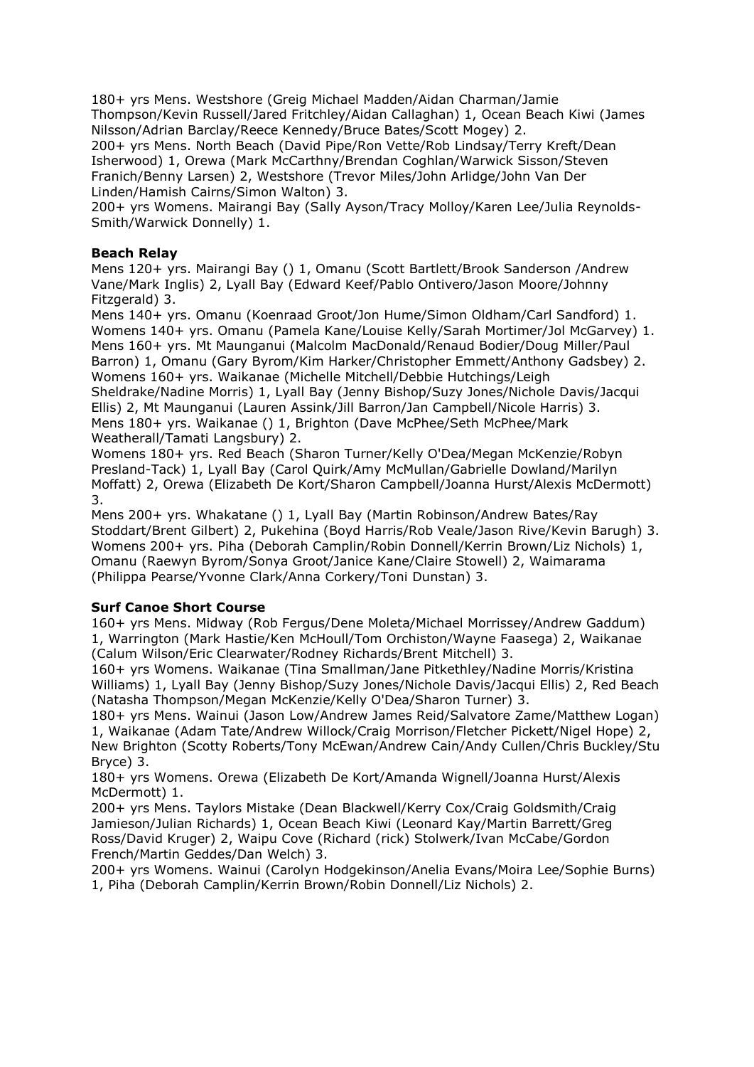180+ yrs Mens. Westshore (Greig Michael Madden/Aidan Charman/Jamie Thompson/Kevin Russell/Jared Fritchley/Aidan Callaghan) 1, Ocean Beach Kiwi (James Nilsson/Adrian Barclay/Reece Kennedy/Bruce Bates/Scott Mogey) 2.

200+ yrs Mens. North Beach (David Pipe/Ron Vette/Rob Lindsay/Terry Kreft/Dean Isherwood) 1, Orewa (Mark McCarthny/Brendan Coghlan/Warwick Sisson/Steven Franich/Benny Larsen) 2, Westshore (Trevor Miles/John Arlidge/John Van Der Linden/Hamish Cairns/Simon Walton) 3.

200+ yrs Womens. Mairangi Bay (Sally Ayson/Tracy Molloy/Karen Lee/Julia Reynolds-Smith/Warwick Donnelly) 1.

**Beach Relay**

Mens 120+ yrs. Mairangi Bay () 1, Omanu (Scott Bartlett/Brook Sanderson /Andrew Vane/Mark Inglis) 2, Lyall Bay (Edward Keef/Pablo Ontivero/Jason Moore/Johnny Fitzgerald) 3.

Mens 140+ yrs. Omanu (Koenraad Groot/Jon Hume/Simon Oldham/Carl Sandford) 1.

Womens 140+ yrs. Omanu (Pamela Kane/Louise Kelly/Sarah Mortimer/Jol McGarvey) 1.

Mens 160+ yrs. Mt Maunganui (Malcolm MacDonald/Renaud Bodier/Doug Miller/Paul Barron) 1, Omanu (Gary Byrom/Kim Harker/Christopher Emmett/Anthony Gadsbey) 2.

Womens 160+ yrs. Waikanae (Michelle Mitchell/Debbie Hutchings/Leigh Sheldrake/Nadine Morris) 1, Lyall Bay (Jenny Bishop/Suzy Jones/Nichole Davis/Jacqui Ellis) 2, Mt Maunganui (Lauren Assink/Jill Barron/Jan Campbell/Nicole Harris) 3.

Mens 180+ yrs. Waikanae () 1, Brighton (Dave McPhee/Seth McPhee/Mark Weatherall/Tamati Langsbury) 2.

Womens 180+ yrs. Red Beach (Sharon Turner/Kelly O'Dea/Megan McKenzie/Robyn Presland-Tack) 1, Lyall Bay (Carol Quirk/Amy McMullan/Gabrielle Dowland/Marilyn Moffatt) 2, Orewa (Elizabeth De Kort/Sharon Campbell/Joanna Hurst/Alexis McDermott) 3.

Mens 200+ yrs. Whakatane () 1, Lyall Bay (Martin Robinson/Andrew Bates/Ray Stoddart/Brent Gilbert) 2, Pukehina (Boyd Harris/Rob Veale/Jason Rive/Kevin Barugh) 3.

Womens 200+ yrs. Piha (Deborah Camplin/Robin Donnell/Kerrin Brown/Liz Nichols) 1, Omanu (Raewyn Byrom/Sonya Groot/Janice Kane/Claire Stowell) 2, Waimarama (Philippa Pearse/Yvonne Clark/Anna Corkery/Toni Dunstan) 3.

**Surf Canoe Short Course**

160+ yrs Mens. Midway (Rob Fergus/Dene Moleta/Michael Morrissey/Andrew Gaddum) 1, Warrington (Mark Hastie/Ken McHoull/Tom Orchiston/Wayne Faasega) 2, Waikanae (Calum Wilson/Eric Clearwater/Rodney Richards/Brent Mitchell) 3.

160+ yrs Womens. Waikanae (Tina Smallman/Jane Pitkethley/Nadine Morris/Kristina Williams) 1, Lyall Bay (Jenny Bishop/Suzy Jones/Nichole Davis/Jacqui Ellis) 2, Red Beach (Natasha Thompson/Megan McKenzie/Kelly O'Dea/Sharon Turner) 3.

180+ yrs Mens. Wainui (Jason Low/Andrew James Reid/Salvatore Zame/Matthew Logan) 1, Waikanae (Adam Tate/Andrew Willock/Craig Morrison/Fletcher Pickett/Nigel Hope) 2, New Brighton (Scotty Roberts/Tony McEwan/Andrew Cain/Andy Cullen/Chris Buckley/Stu Bryce) 3.

180+ yrs Womens. Orewa (Elizabeth De Kort/Amanda Wignell/Joanna Hurst/Alexis McDermott) 1.

200+ yrs Mens. Taylors Mistake (Dean Blackwell/Kerry Cox/Craig Goldsmith/Craig Jamieson/Julian Richards) 1, Ocean Beach Kiwi (Leonard Kay/Martin Barrett/Greg Ross/David Kruger) 2, Waipu Cove (Richard (rick) Stolwerk/Ivan McCabe/Gordon French/Martin Geddes/Dan Welch) 3.

200+ yrs Womens. Wainui (Carolyn Hodgekinson/Anelia Evans/Moira Lee/Sophie Burns) 1, Piha (Deborah Camplin/Kerrin Brown/Robin Donnell/Liz Nichols) 2.